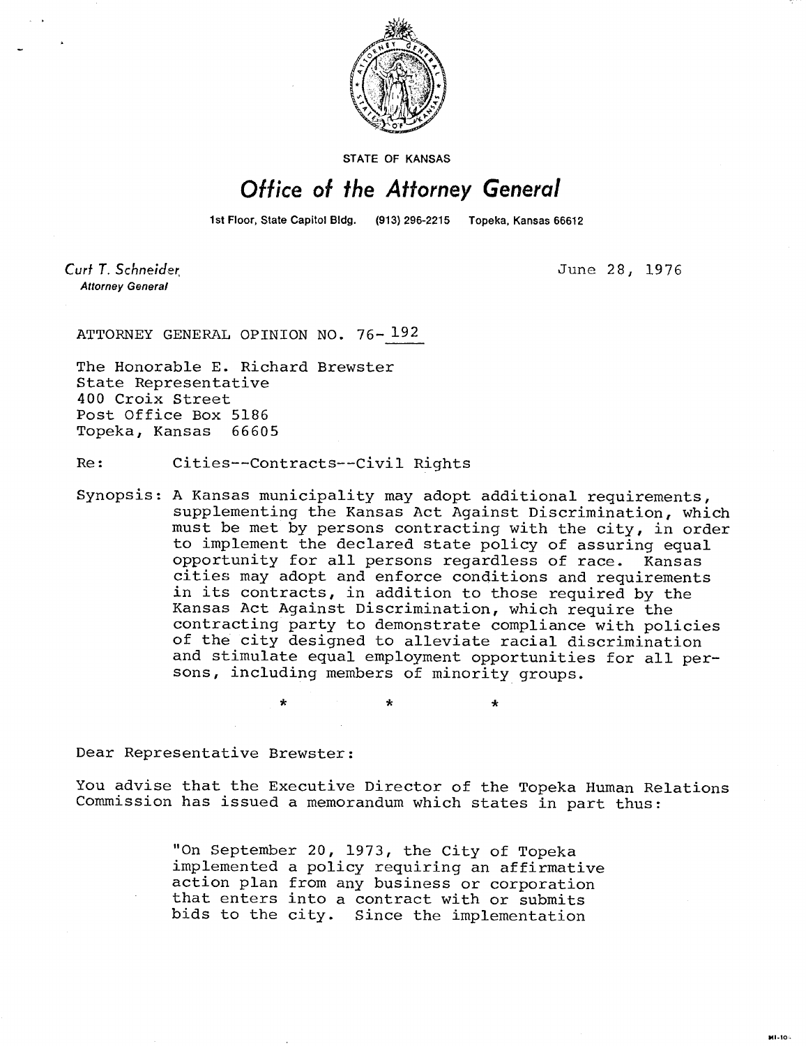STATE OF KANSAS

# *Office of the Attorney General*

1st Floor, State Capitol Bldg. (913) 296-2215 Topeka, Kansas 66612

*Curt T. Schneider*
**Attorney General**

June 28, 1976

ATTORNEY GENERAL OPINION NO. 76-192

The Honorable E. Richard Brewster
State Representative
400 Croix Street
Post Office Box 5186
Topeka, Kansas 66605

Re: Cities--Contracts--Civil Rights

Synopsis: A Kansas municipality may adopt additional requirements, supplementing the Kansas Act Against Discrimination, which must be met by persons contracting with the city, in order to implement the declared state policy of assuring equal opportunity for all persons regardless of race. Kansas cities may adopt and enforce conditions and requirements in its contracts, in addition to those required by the Kansas Act Against Discrimination, which require the contracting party to demonstrate compliance with policies of the city designed to alleviate racial discrimination and stimulate equal employment opportunities for all persons, including members of minority groups.

\* \* \*

Dear Representative Brewster:

You advise that the Executive Director of the Topeka Human Relations Commission has issued a memorandum which states in part thus:

> "On September 20, 1973, the City of Topeka implemented a policy requiring an affirmative action plan from any business or corporation that enters into a contract with or submits bids to the city. Since the implementation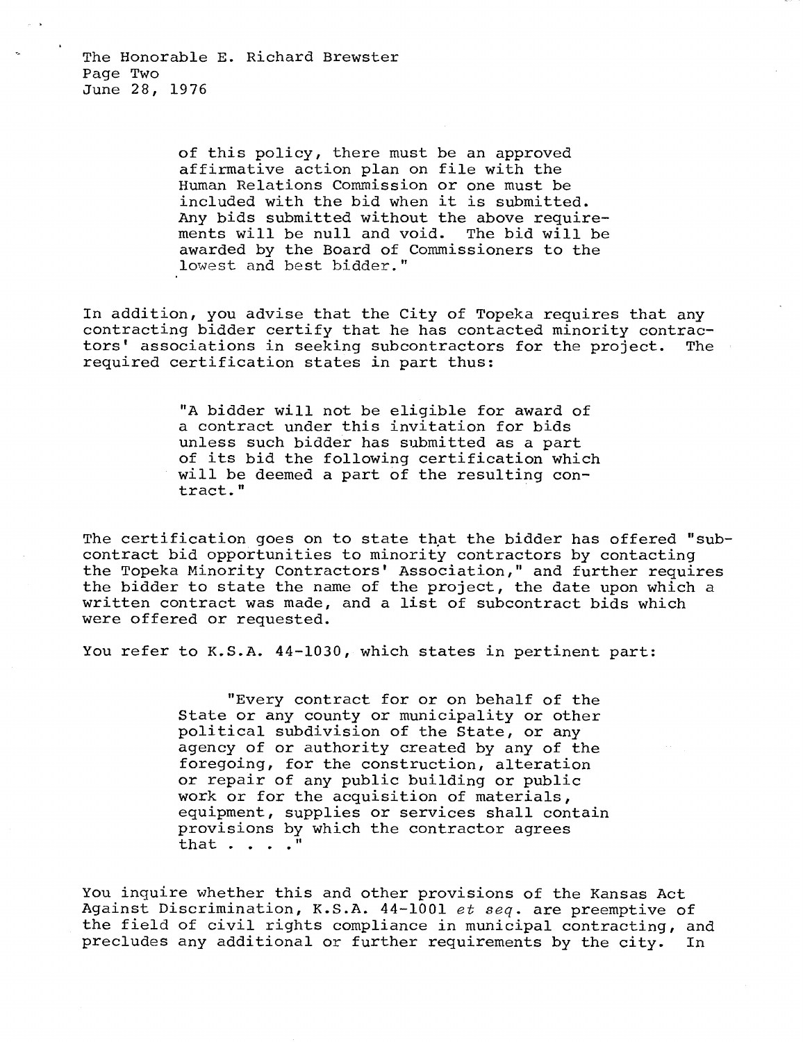of this policy, there must be an approved affirmative action plan on file with the Human Relations Commission or one must be included with the bid when it is submitted. Any bids submitted without the above requirements will be null and void. The bid will be awarded by the Board of Commissioners to the lowest and best bidder."

In addition, you advise that the City of Topeka requires that any contracting bidder certify that he has contacted minority contractors' associations in seeking subcontractors for the project. The required certification states in part thus:

> "A bidder will not be eligible for award of a contract under this invitation for bids unless such bidder has submitted as a part of its bid the following certification which will be deemed a part of the resulting contract."

The certification goes on to state that the bidder has offered "subcontract bid opportunities to minority contractors by contacting the Topeka Minority Contractors' Association," and further requires the bidder to state the name of the project, the date upon which a written contract was made, and a list of subcontract bids which were offered or requested.

You refer to K.S.A. 44-1030, which states in pertinent part:

> "Every contract for or on behalf of the State or any county or municipality or other political subdivision of the State, or any agency of or authority created by any of the foregoing, for the construction, alteration or repair of any public building or public work or for the acquisition of materials, equipment, supplies or services shall contain provisions by which the contractor agrees that . . . ."

You inquire whether this and other provisions of the Kansas Act Against Discrimination, K.S.A. 44-1001 *et seq.* are preemptive of the field of civil rights compliance in municipal contracting, and precludes any additional or further requirements by the city. In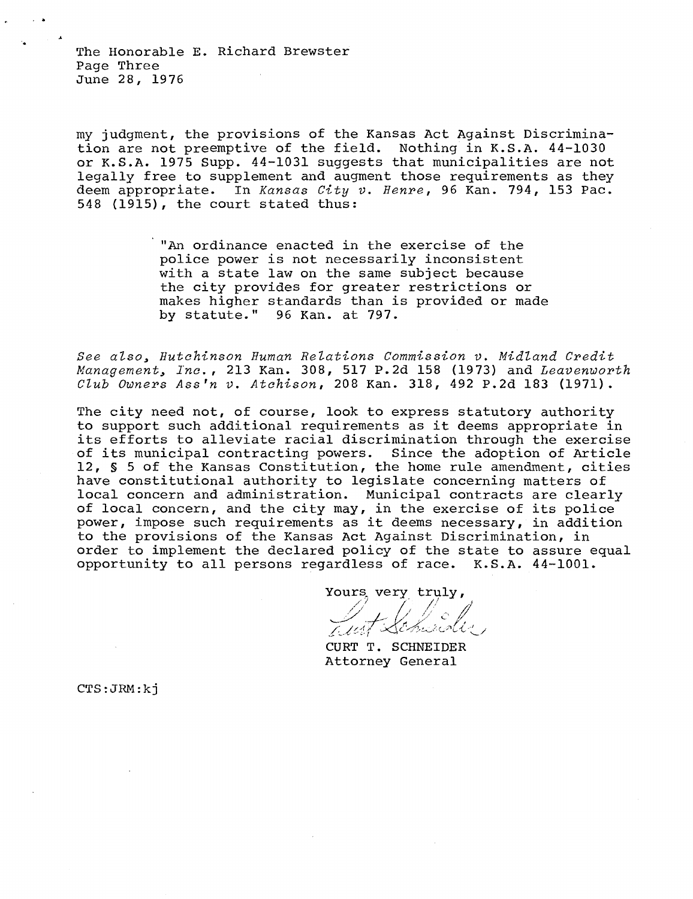The Honorable E. Richard Brewster
Page Three
June 28, 1976

my judgment, the provisions of the Kansas Act Against Discrimination are not preemptive of the field. Nothing in K.S.A. 44-1030 or K.S.A. 1975 Supp. 44-1031 suggests that municipalities are not legally free to supplement and augment those requirements as they deem appropriate. In *Kansas City v. Henre*, 96 Kan. 794, 153 Pac. 548 (1915), the court stated thus:

> "An ordinance enacted in the exercise of the police power is not necessarily inconsistent with a state law on the same subject because the city provides for greater restrictions or makes higher standards than is provided or made by statute." 96 Kan. at 797.

*See also*, *Hutchinson Human Relations Commission v. Midland Credit Management, Inc.*, 213 Kan. 308, 517 P.2d 158 (1973) and *Leavenworth Club Owners Ass'n v. Atchison*, 208 Kan. 318, 492 P.2d 183 (1971).

The city need not, of course, look to express statutory authority to support such additional requirements as it deems appropriate in its efforts to alleviate racial discrimination through the exercise of its municipal contracting powers. Since the adoption of Article 12, § 5 of the Kansas Constitution, the home rule amendment, cities have constitutional authority to legislate concerning matters of local concern and administration. Municipal contracts are clearly of local concern, and the city may, in the exercise of its police power, impose such requirements as it deems necessary, in addition to the provisions of the Kansas Act Against Discrimination, in order to implement the declared policy of the state to assure equal opportunity to all persons regardless of race. K.S.A. 44-1001.

Yours very truly,

CURT T. SCHNEIDER
Attorney General

CTS:JRM:kj